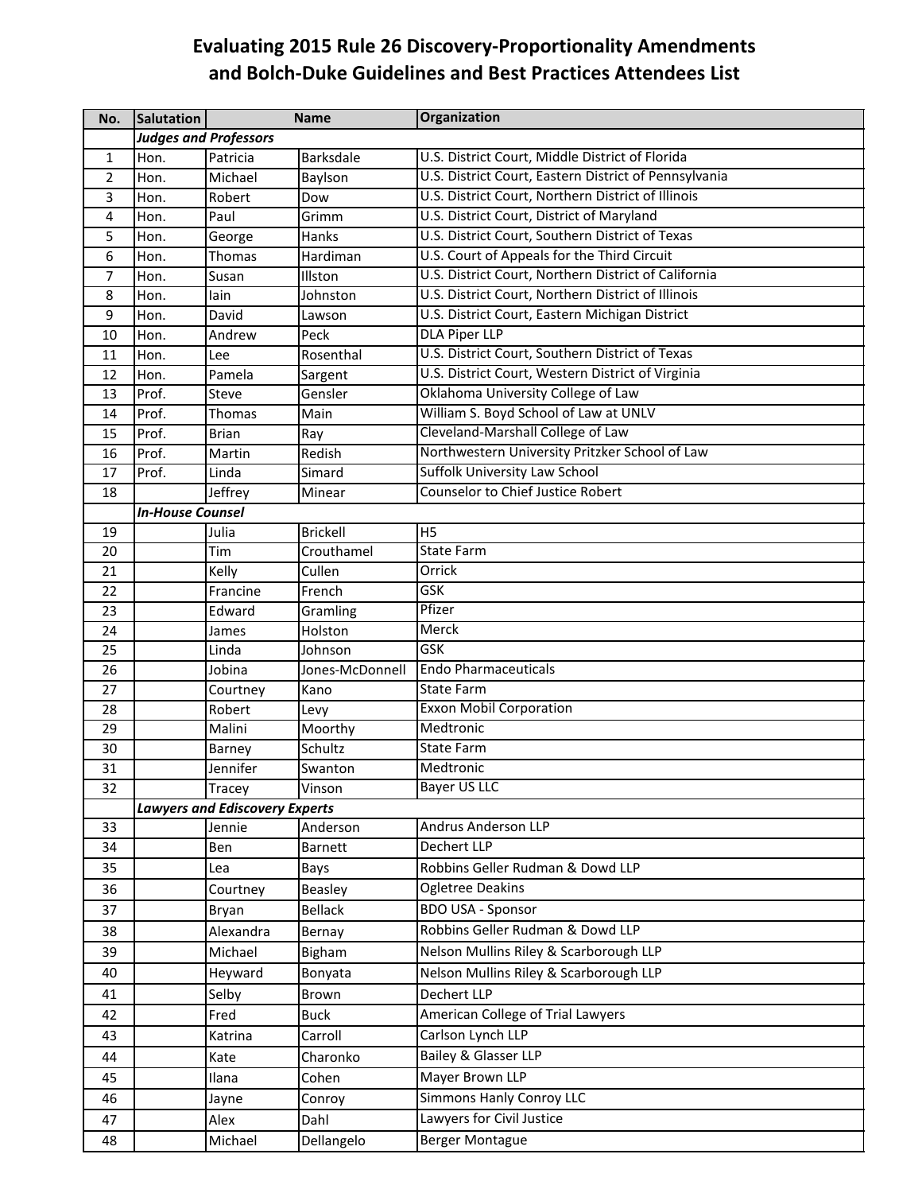# Evaluating 2015 Rule 26 Discovery-Proportionality Amendments and Bolch-Duke Guidelines and Best Practices Attendees List

| No. | Salutation | Name | | Organization |
|---|---|---|---|---|
| | ***Judges and Professors*** | | | |
| 1 | Hon. | Patricia | Barksdale | U.S. District Court, Middle District of Florida |
| 2 | Hon. | Michael | Baylson | U.S. District Court, Eastern District of Pennsylvania |
| 3 | Hon. | Robert | Dow | U.S. District Court, Northern District of Illinois |
| 4 | Hon. | Paul | Grimm | U.S. District Court, District of Maryland |
| 5 | Hon. | George | Hanks | U.S. District Court, Southern District of Texas |
| 6 | Hon. | Thomas | Hardiman | U.S. Court of Appeals for the Third Circuit |
| 7 | Hon. | Susan | Illston | U.S. District Court, Northern District of California |
| 8 | Hon. | Iain | Johnston | U.S. District Court, Northern District of Illinois |
| 9 | Hon. | David | Lawson | U.S. District Court, Eastern Michigan District |
| 10 | Hon. | Andrew | Peck | DLA Piper LLP |
| 11 | Hon. | Lee | Rosenthal | U.S. District Court, Southern District of Texas |
| 12 | Hon. | Pamela | Sargent | U.S. District Court, Western District of Virginia |
| 13 | Prof. | Steve | Gensler | Oklahoma University College of Law |
| 14 | Prof. | Thomas | Main | William S. Boyd School of Law at UNLV |
| 15 | Prof. | Brian | Ray | Cleveland-Marshall College of Law |
| 16 | Prof. | Martin | Redish | Northwestern University Pritzker School of Law |
| 17 | Prof. | Linda | Simard | Suffolk University Law School |
| 18 | | Jeffrey | Minear | Counselor to Chief Justice Robert |
| | ***In-House Counsel*** | | | |
| 19 | | Julia | Brickell | H5 |
| 20 | | Tim | Crouthamel | State Farm |
| 21 | | Kelly | Cullen | Orrick |
| 22 | | Francine | French | GSK |
| 23 | | Edward | Gramling | Pfizer |
| 24 | | James | Holston | Merck |
| 25 | | Linda | Johnson | GSK |
| 26 | | Jobina | Jones-McDonnell | Endo Pharmaceuticals |
| 27 | | Courtney | Kano | State Farm |
| 28 | | Robert | Levy | Exxon Mobil Corporation |
| 29 | | Malini | Moorthy | Medtronic |
| 30 | | Barney | Schultz | State Farm |
| 31 | | Jennifer | Swanton | Medtronic |
| 32 | | Tracey | Vinson | Bayer US LLC |
| | ***Lawyers and Ediscovery Experts*** | | | |
| 33 | | Jennie | Anderson | Andrus Anderson LLP |
| 34 | | Ben | Barnett | Dechert LLP |
| 35 | | Lea | Bays | Robbins Geller Rudman & Dowd LLP |
| 36 | | Courtney | Beasley | Ogletree Deakins |
| 37 | | Bryan | Bellack | BDO USA - Sponsor |
| 38 | | Alexandra | Bernay | Robbins Geller Rudman & Dowd LLP |
| 39 | | Michael | Bigham | Nelson Mullins Riley & Scarborough LLP |
| 40 | | Heyward | Bonyata | Nelson Mullins Riley & Scarborough LLP |
| 41 | | Selby | Brown | Dechert LLP |
| 42 | | Fred | Buck | American College of Trial Lawyers |
| 43 | | Katrina | Carroll | Carlson Lynch LLP |
| 44 | | Kate | Charonko | Bailey & Glasser LLP |
| 45 | | Ilana | Cohen | Mayer Brown LLP |
| 46 | | Jayne | Conroy | Simmons Hanly Conroy LLC |
| 47 | | Alex | Dahl | Lawyers for Civil Justice |
| 48 | | Michael | Dellangelo | Berger Montague |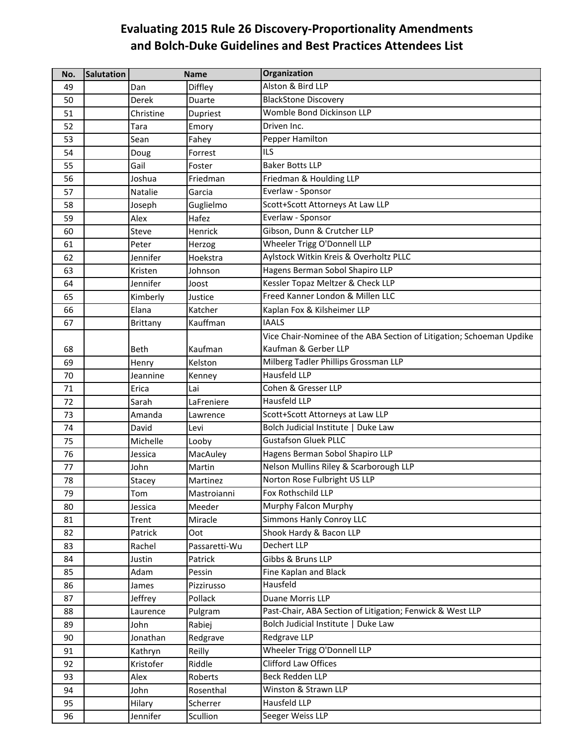# Evaluating 2015 Rule 26 Discovery-Proportionality Amendments and Bolch-Duke Guidelines and Best Practices Attendees List

| No. | Salutation | Name | | Organization |
|---|---|---|---|---|
| 49 | | Dan | Diffley | Alston & Bird LLP |
| 50 | | Derek | Duarte | BlackStone Discovery |
| 51 | | Christine | Dupriest | Womble Bond Dickinson LLP |
| 52 | | Tara | Emory | Driven Inc. |
| 53 | | Sean | Fahey | Pepper Hamilton |
| 54 | | Doug | Forrest | ILS |
| 55 | | Gail | Foster | Baker Botts LLP |
| 56 | | Joshua | Friedman | Friedman & Houlding LLP |
| 57 | | Natalie | Garcia | Everlaw - Sponsor |
| 58 | | Joseph | Guglielmo | Scott+Scott Attorneys At Law LLP |
| 59 | | Alex | Hafez | Everlaw - Sponsor |
| 60 | | Steve | Henrick | Gibson, Dunn & Crutcher LLP |
| 61 | | Peter | Herzog | Wheeler Trigg O'Donnell LLP |
| 62 | | Jennifer | Hoekstra | Aylstock Witkin Kreis & Overholtz PLLC |
| 63 | | Kristen | Johnson | Hagens Berman Sobol Shapiro LLP |
| 64 | | Jennifer | Joost | Kessler Topaz Meltzer & Check LLP |
| 65 | | Kimberly | Justice | Freed Kanner London & Millen LLC |
| 66 | | Elana | Katcher | Kaplan Fox & Kilsheimer LLP |
| 67 | | Brittany | Kauffman | IAALS |
| 68 | | Beth | Kaufman | Vice Chair-Nominee of the ABA Section of Litigation; Schoeman Updike Kaufman & Gerber LLP |
| 69 | | Henry | Kelston | Milberg Tadler Phillips Grossman LLP |
| 70 | | Jeannine | Kenney | Hausfeld LLP |
| 71 | | Erica | Lai | Cohen & Gresser LLP |
| 72 | | Sarah | LaFreniere | Hausfeld LLP |
| 73 | | Amanda | Lawrence | Scott+Scott Attorneys at Law LLP |
| 74 | | David | Levi | Bolch Judicial Institute \| Duke Law |
| 75 | | Michelle | Looby | Gustafson Gluek PLLC |
| 76 | | Jessica | MacAuley | Hagens Berman Sobol Shapiro LLP |
| 77 | | John | Martin | Nelson Mullins Riley & Scarborough LLP |
| 78 | | Stacey | Martinez | Norton Rose Fulbright US LLP |
| 79 | | Tom | Mastroianni | Fox Rothschild LLP |
| 80 | | Jessica | Meeder | Murphy Falcon Murphy |
| 81 | | Trent | Miracle | Simmons Hanly Conroy LLC |
| 82 | | Patrick | Oot | Shook Hardy & Bacon LLP |
| 83 | | Rachel | Passaretti-Wu | Dechert LLP |
| 84 | | Justin | Patrick | Gibbs & Bruns LLP |
| 85 | | Adam | Pessin | Fine Kaplan and Black |
| 86 | | James | Pizzirusso | Hausfeld |
| 87 | | Jeffrey | Pollack | Duane Morris LLP |
| 88 | | Laurence | Pulgram | Past-Chair, ABA Section of Litigation; Fenwick & West LLP |
| 89 | | John | Rabiej | Bolch Judicial Institute \| Duke Law |
| 90 | | Jonathan | Redgrave | Redgrave LLP |
| 91 | | Kathryn | Reilly | Wheeler Trigg O'Donnell LLP |
| 92 | | Kristofer | Riddle | Clifford Law Offices |
| 93 | | Alex | Roberts | Beck Redden LLP |
| 94 | | John | Rosenthal | Winston & Strawn LLP |
| 95 | | Hilary | Scherrer | Hausfeld LLP |
| 96 | | Jennifer | Scullion | Seeger Weiss LLP |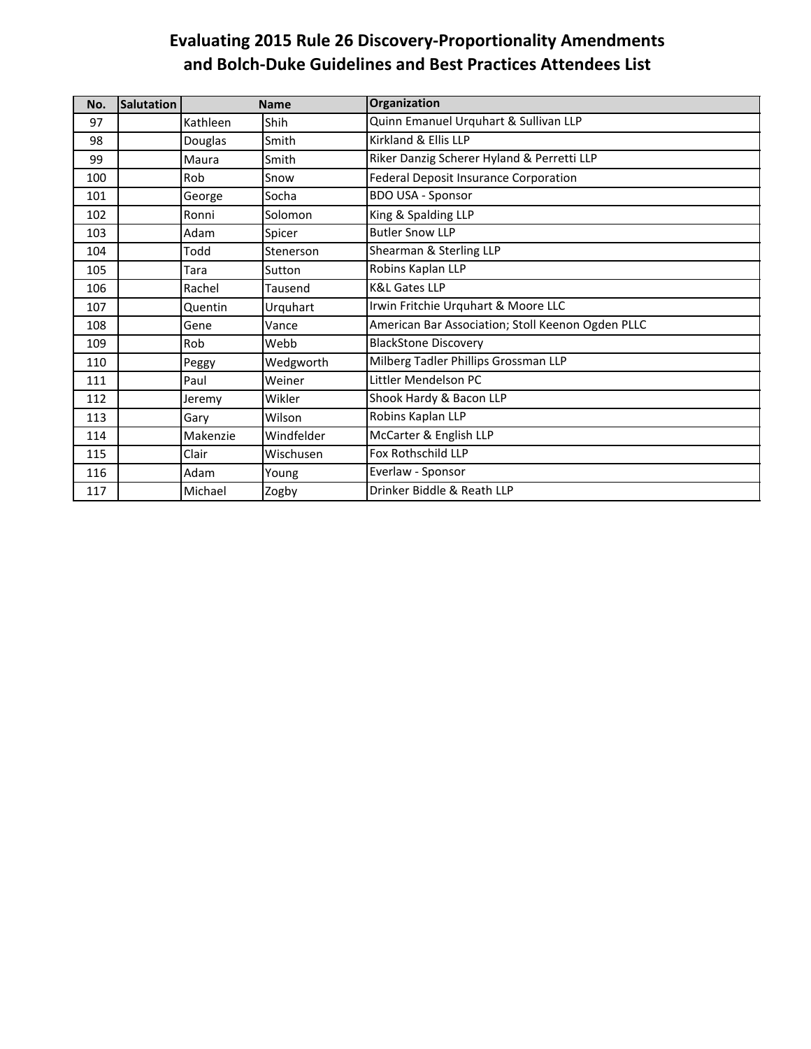# Evaluating 2015 Rule 26 Discovery-Proportionality Amendments and Bolch-Duke Guidelines and Best Practices Attendees List

| No. | Salutation | Name | | Organization |
|---|---|---|---|---|
| 97 | | Kathleen | Shih | Quinn Emanuel Urquhart & Sullivan LLP |
| 98 | | Douglas | Smith | Kirkland & Ellis LLP |
| 99 | | Maura | Smith | Riker Danzig Scherer Hyland & Perretti LLP |
| 100 | | Rob | Snow | Federal Deposit Insurance Corporation |
| 101 | | George | Socha | BDO USA - Sponsor |
| 102 | | Ronni | Solomon | King & Spalding LLP |
| 103 | | Adam | Spicer | Butler Snow LLP |
| 104 | | Todd | Stenerson | Shearman & Sterling LLP |
| 105 | | Tara | Sutton | Robins Kaplan LLP |
| 106 | | Rachel | Tausend | K&L Gates LLP |
| 107 | | Quentin | Urquhart | Irwin Fritchie Urquhart & Moore LLC |
| 108 | | Gene | Vance | American Bar Association; Stoll Keenon Ogden PLLC |
| 109 | | Rob | Webb | BlackStone Discovery |
| 110 | | Peggy | Wedgworth | Milberg Tadler Phillips Grossman LLP |
| 111 | | Paul | Weiner | Littler Mendelson PC |
| 112 | | Jeremy | Wikler | Shook Hardy & Bacon LLP |
| 113 | | Gary | Wilson | Robins Kaplan LLP |
| 114 | | Makenzie | Windfelder | McCarter & English LLP |
| 115 | | Clair | Wischusen | Fox Rothschild LLP |
| 116 | | Adam | Young | Everlaw - Sponsor |
| 117 | | Michael | Zogby | Drinker Biddle & Reath LLP |